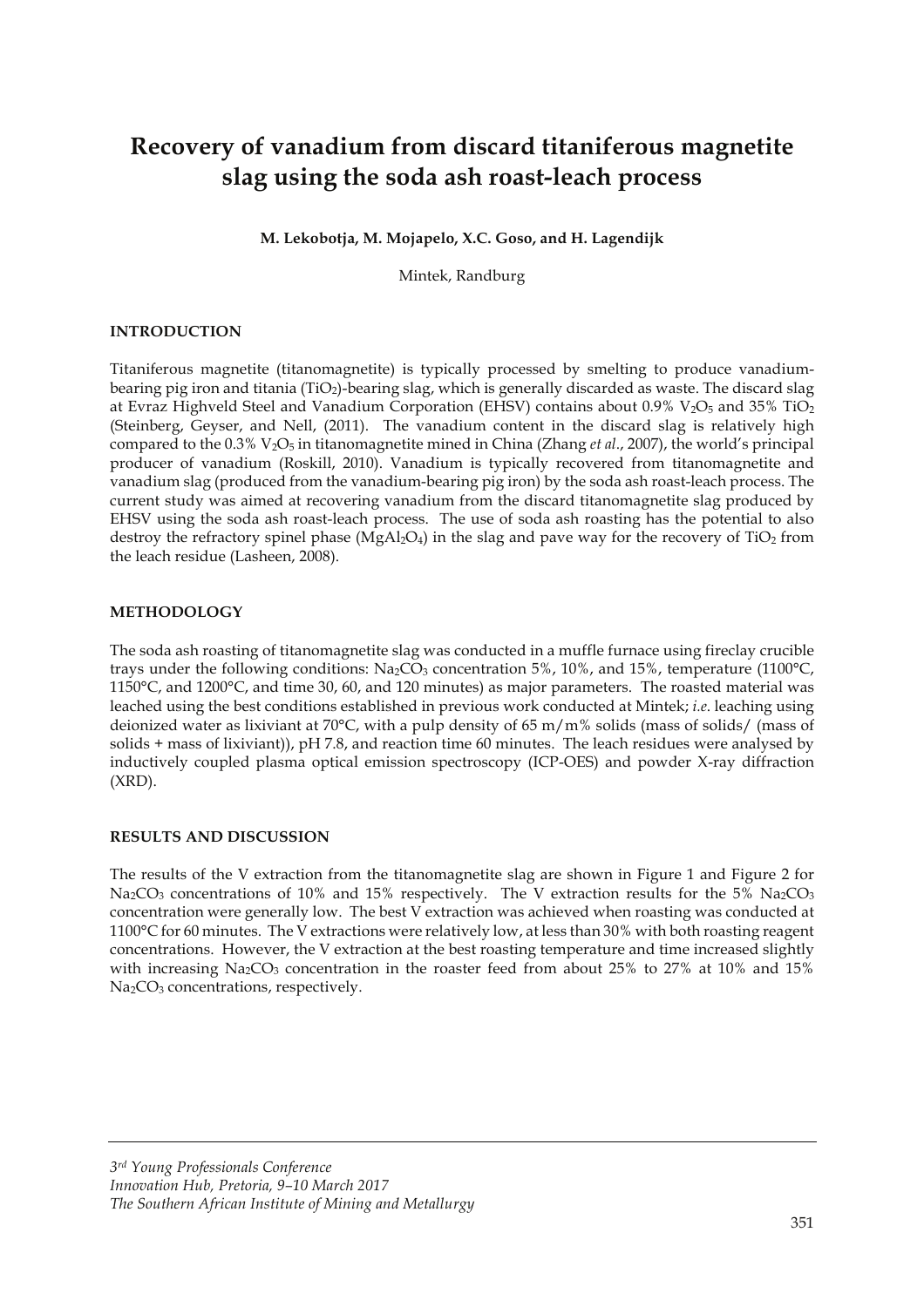# Recovery of vanadium from discard titaniferous magnetite slag using the soda ash roast-leach process

**M. Lekobotja, M. Mojapelo, X.C. Goso, and H. Lagendijk**

Mintek, Randburg

## INTRODUCTION

Titaniferous magnetite (titanomagnetite) is typically processed by smelting to produce vanadium-bearing pig iron and titania ($TiO_2$)-bearing slag, which is generally discarded as waste. The discard slag at Evraz Highveld Steel and Vanadium Corporation (EHSV) contains about 0.9% $V_2O_5$ and 35% $TiO_2$ (Steinberg, Geyser, and Nell, (2011). The vanadium content in the discard slag is relatively high compared to the 0.3% $V_2O_5$ in titanomagnetite mined in China (Zhang *et al*., 2007), the world's principal producer of vanadium (Roskill, 2010). Vanadium is typically recovered from titanomagnetite and vanadium slag (produced from the vanadium-bearing pig iron) by the soda ash roast-leach process. The current study was aimed at recovering vanadium from the discard titanomagnetite slag produced by EHSV using the soda ash roast-leach process. The use of soda ash roasting has the potential to also destroy the refractory spinel phase ($MgAl_2O_4$) in the slag and pave way for the recovery of $TiO_2$ from the leach residue (Lasheen, 2008).

## METHODOLOGY

The soda ash roasting of titanomagnetite slag was conducted in a muffle furnace using fireclay crucible trays under the following conditions: $Na_2CO_3$ concentration 5%, 10%, and 15%, temperature (1100°C, 1150°C, and 1200°C, and time 30, 60, and 120 minutes) as major parameters. The roasted material was leached using the best conditions established in previous work conducted at Mintek; *i.e.* leaching using deionized water as lixiviant at 70°C, with a pulp density of 65 m/m% solids (mass of solids/ (mass of solids + mass of lixiviant)), pH 7.8, and reaction time 60 minutes. The leach residues were analysed by inductively coupled plasma optical emission spectroscopy (ICP-OES) and powder X-ray diffraction (XRD).

## RESULTS AND DISCUSSION

The results of the V extraction from the titanomagnetite slag are shown in Figure 1 and Figure 2 for $Na_2CO_3$ concentrations of 10% and 15% respectively. The V extraction results for the 5% $Na_2CO_3$ concentration were generally low. The best V extraction was achieved when roasting was conducted at 1100°C for 60 minutes. The V extractions were relatively low, at less than 30% with both roasting reagent concentrations. However, the V extraction at the best roasting temperature and time increased slightly with increasing $Na_2CO_3$ concentration in the roaster feed from about 25% to 27% at 10% and 15% $Na_2CO_3$ concentrations, respectively.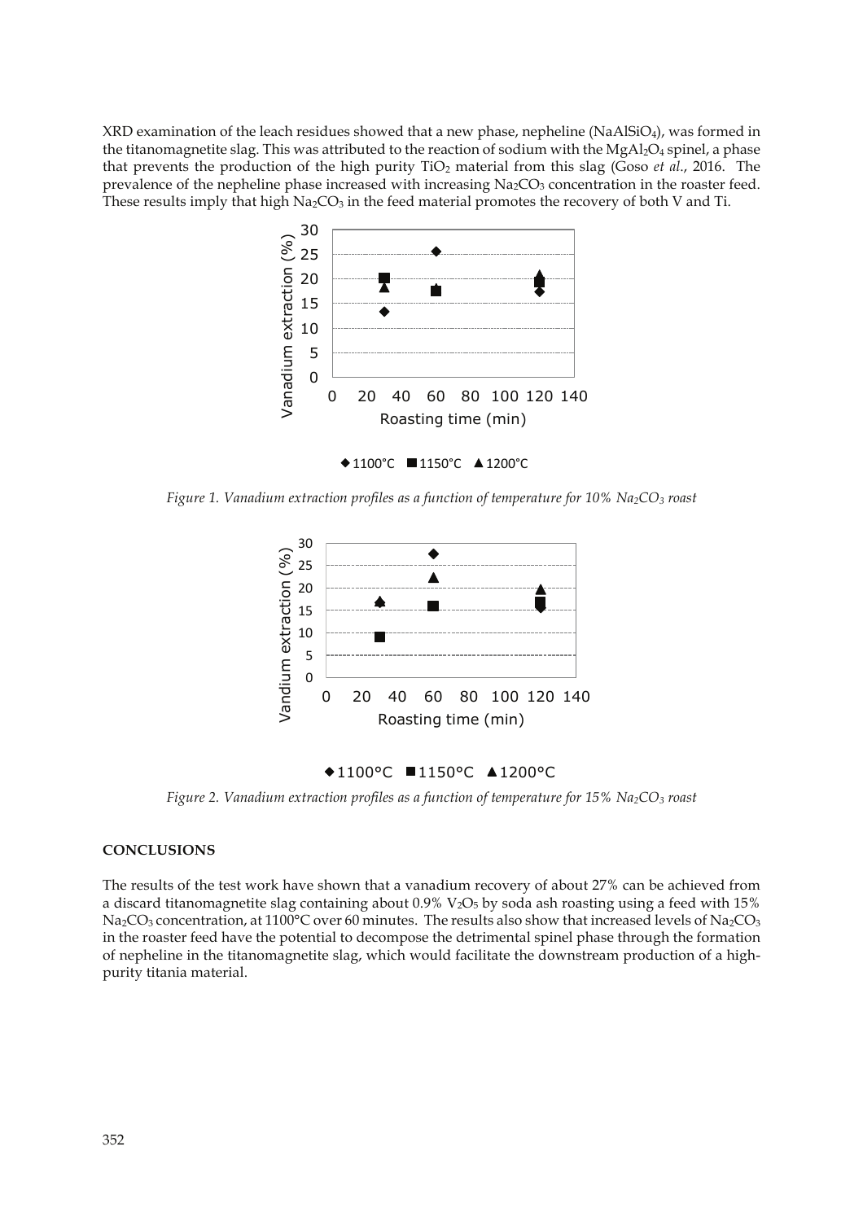XRD examination of the leach residues showed that a new phase, nepheline ($NaAlSiO_4$), was formed in the titanomagnetite slag. This was attributed to the reaction of sodium with the $MgAl_2O_4$ spinel, a phase that prevents the production of the high purity $TiO_2$ material from this slag (Goso *et al*., 2016. The prevalence of the nepheline phase increased with increasing $Na_2CO_3$ concentration in the roaster feed. These results imply that high $Na_2CO_3$ in the feed material promotes the recovery of both V and Ti.

*Figure 1. Vanadium extraction profiles as a function of temperature for 10% $Na_2CO_3$ roast*

*Figure 2. Vanadium extraction profiles as a function of temperature for 15% $Na_2CO_3$ roast*

## CONCLUSIONS

The results of the test work have shown that a vanadium recovery of about 27% can be achieved from a discard titanomagnetite slag containing about 0.9% $V_2O_5$ by soda ash roasting using a feed with 15% $Na_2CO_3$ concentration, at 1100°C over 60 minutes. The results also show that increased levels of $Na_2CO_3$ in the roaster feed have the potential to decompose the detrimental spinel phase through the formation of nepheline in the titanomagnetite slag, which would facilitate the downstream production of a high-purity titania material.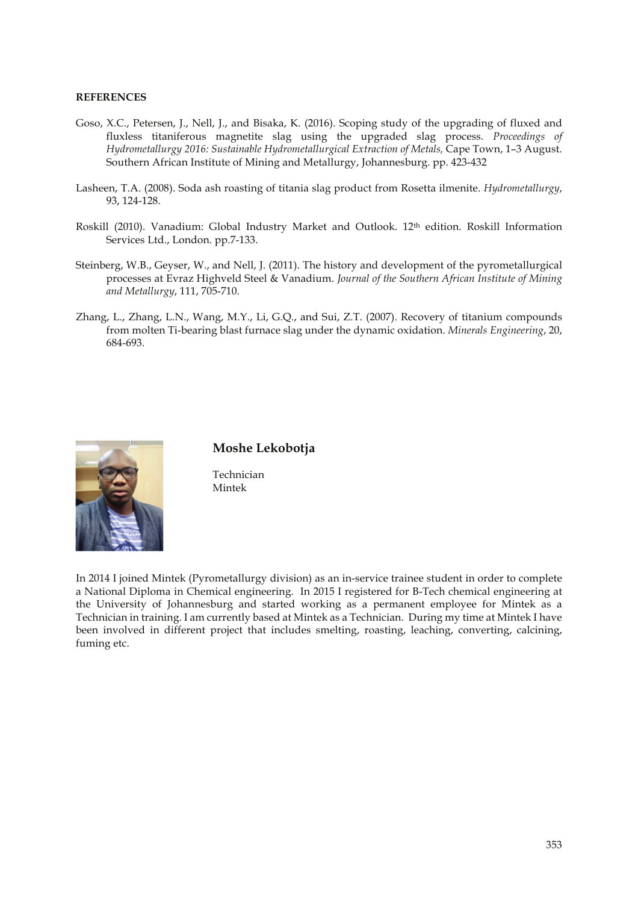**REFERENCES**

Goso, X.C., Petersen, J., Nell, J., and Bisaka, K. (2016). Scoping study of the upgrading of fluxed and fluxless titaniferous magnetite slag using the upgraded slag process. *Proceedings of Hydrometallurgy 2016: Sustainable Hydrometallurgical Extraction of Metals,* Cape Town, 1–3 August. Southern African Institute of Mining and Metallurgy, Johannesburg. pp. 423-432

Lasheen, T.A. (2008). Soda ash roasting of titania slag product from Rosetta ilmenite. *Hydrometallurgy*, 93, 124-128.

Roskill (2010). Vanadium: Global Industry Market and Outlook. 12th edition. Roskill Information Services Ltd., London. pp.7-133.

Steinberg, W.B., Geyser, W., and Nell, J. (2011). The history and development of the pyrometallurgical processes at Evraz Highveld Steel & Vanadium. *Journal of the Southern African Institute of Mining and Metallurgy*, 111, 705-710.

Zhang, L., Zhang, L.N., Wang, M.Y., Li, G.Q., and Sui, Z.T. (2007). Recovery of titanium compounds from molten Ti-bearing blast furnace slag under the dynamic oxidation. *Minerals Engineering*, 20, 684-693.

## Moshe Lekobotja

Technician
Mintek

In 2014 I joined Mintek (Pyrometallurgy division) as an in-service trainee student in order to complete a National Diploma in Chemical engineering. In 2015 I registered for B-Tech chemical engineering at the University of Johannesburg and started working as a permanent employee for Mintek as a Technician in training. I am currently based at Mintek as a Technician. During my time at Mintek I have been involved in different project that includes smelting, roasting, leaching, converting, calcining, fuming etc.